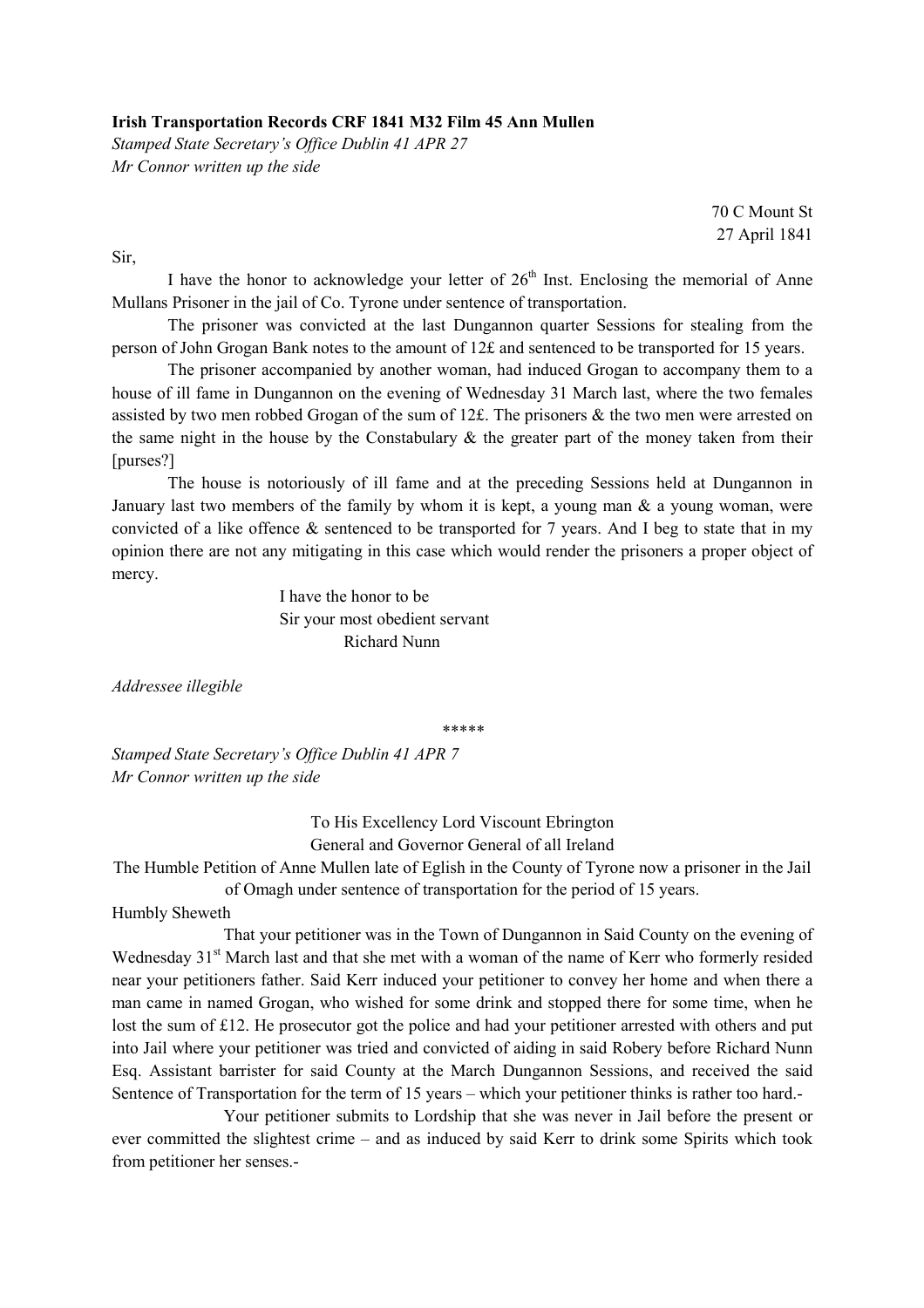**Irish Transportation Records CRF 1841 M32 Film 45 Ann Mullen**

*Stamped State Secretary's Office Dublin 41 APR 27*
*Mr Connor written up the side*

70 C Mount St
27 April 1841

Sir,

I have the honor to acknowledge your letter of 26th Inst. Enclosing the memorial of Anne Mullans Prisoner in the jail of Co. Tyrone under sentence of transportation.

The prisoner was convicted at the last Dungannon quarter Sessions for stealing from the person of John Grogan Bank notes to the amount of 12£ and sentenced to be transported for 15 years.

The prisoner accompanied by another woman, had induced Grogan to accompany them to a house of ill fame in Dungannon on the evening of Wednesday 31 March last, where the two females assisted by two men robbed Grogan of the sum of 12£. The prisoners & the two men were arrested on the same night in the house by the Constabulary & the greater part of the money taken from their [purses?]

The house is notoriously of ill fame and at the preceding Sessions held at Dungannon in January last two members of the family by whom it is kept, a young man & a young woman, were convicted of a like offence & sentenced to be transported for 7 years. And I beg to state that in my opinion there are not any mitigating in this case which would render the prisoners a proper object of mercy.

I have the honor to be
Sir your most obedient servant
Richard Nunn

*Addressee illegible*

*****

*Stamped State Secretary's Office Dublin 41 APR 7*
*Mr Connor written up the side*

To His Excellency Lord Viscount Ebrington
General and Governor General of all Ireland

The Humble Petition of Anne Mullen late of Eglish in the County of Tyrone now a prisoner in the Jail of Omagh under sentence of transportation for the period of 15 years.

Humbly Sheweth

That your petitioner was in the Town of Dungannon in Said County on the evening of Wednesday 31st March last and that she met with a woman of the name of Kerr who formerly resided near your petitioners father. Said Kerr induced your petitioner to convey her home and when there a man came in named Grogan, who wished for some drink and stopped there for some time, when he lost the sum of £12. He prosecutor got the police and had your petitioner arrested with others and put into Jail where your petitioner was tried and convicted of aiding in said Robery before Richard Nunn Esq. Assistant barrister for said County at the March Dungannon Sessions, and received the said Sentence of Transportation for the term of 15 years – which your petitioner thinks is rather too hard.-

Your petitioner submits to Lordship that she was never in Jail before the present or ever committed the slightest crime – and as induced by said Kerr to drink some Spirits which took from petitioner her senses.-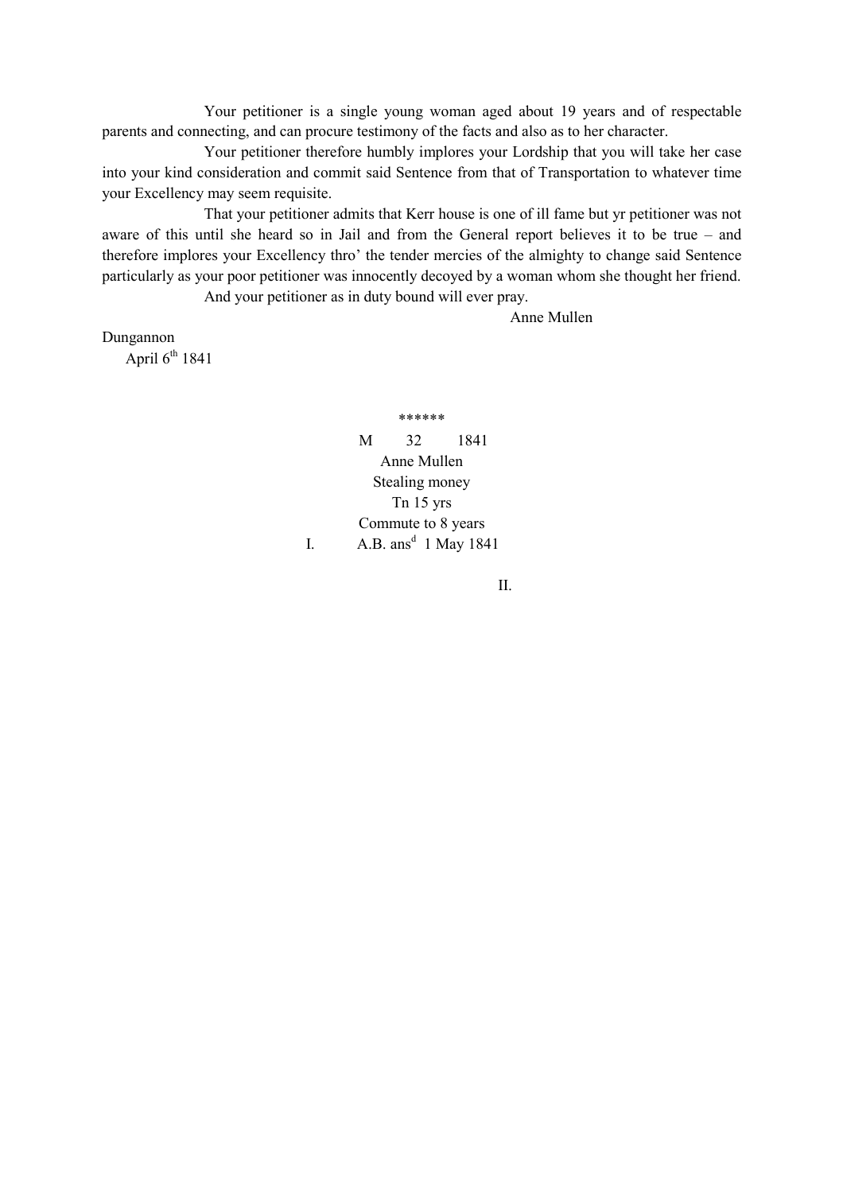Your petitioner is a single young woman aged about 19 years and of respectable parents and connecting, and can procure testimony of the facts and also as to her character.

Your petitioner therefore humbly implores your Lordship that you will take her case into your kind consideration and commit said Sentence from that of Transportation to whatever time your Excellency may seem requisite.

That your petitioner admits that Kerr house is one of ill fame but yr petitioner was not aware of this until she heard so in Jail and from the General report believes it to be true – and therefore implores your Excellency thro' the tender mercies of the almighty to change said Sentence particularly as your poor petitioner was innocently decoyed by a woman whom she thought her friend.

And your petitioner as in duty bound will ever pray.

Anne Mullen

Dungannon
April 6th 1841

******

M 32 1841
Anne Mullen
Stealing money
Tn 15 yrs
Commute to 8 years
I. A.B. ansd 1 May 1841

II.